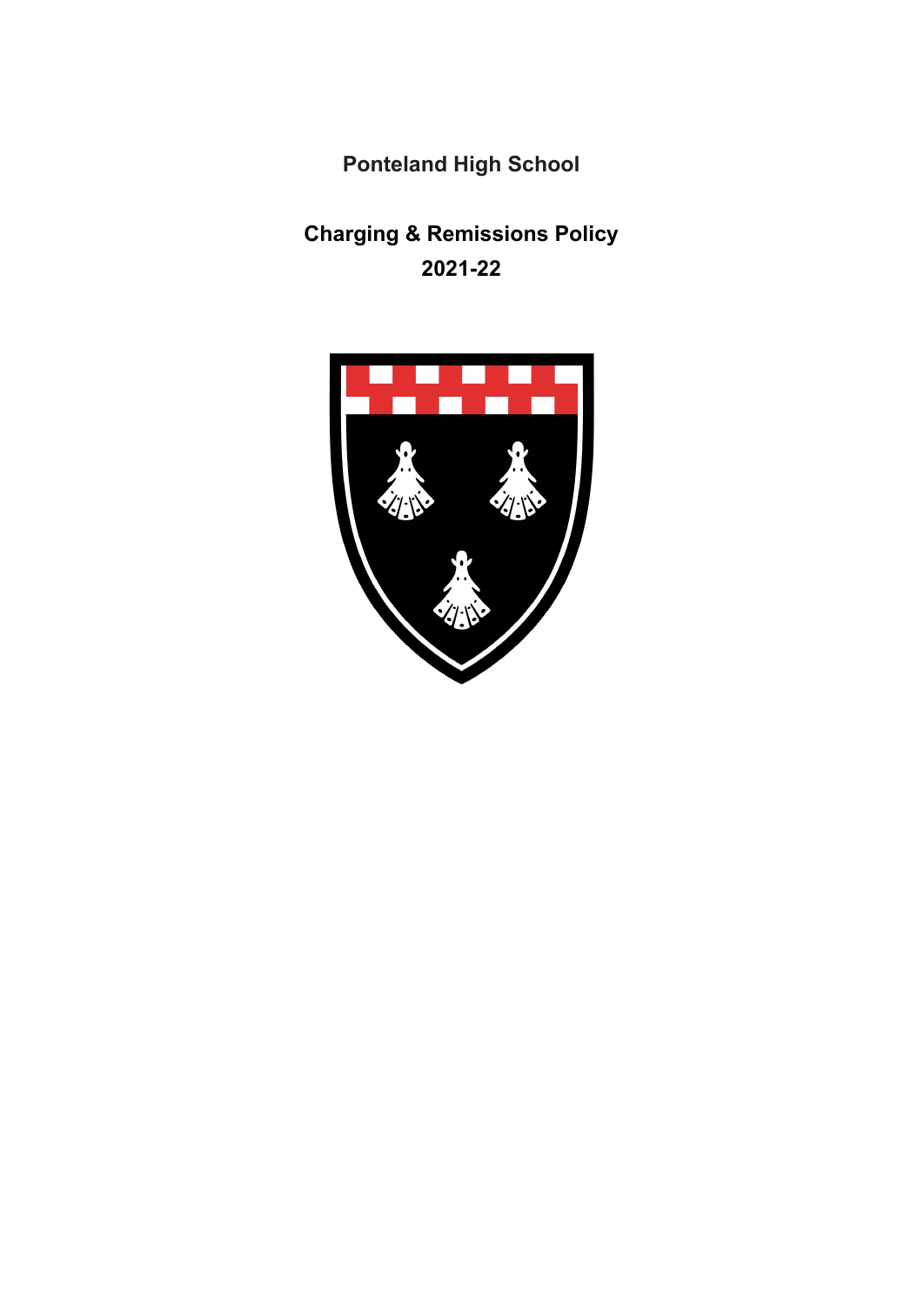# Ponteland High School

## Charging & Remissions Policy
## 2021-22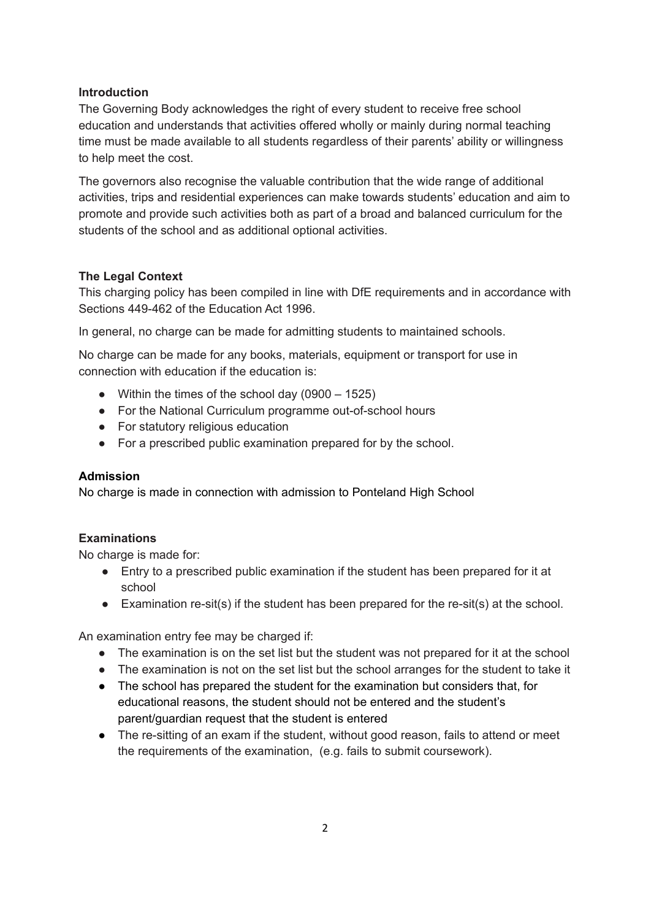### Introduction

The Governing Body acknowledges the right of every student to receive free school education and understands that activities offered wholly or mainly during normal teaching time must be made available to all students regardless of their parents' ability or willingness to help meet the cost.

The governors also recognise the valuable contribution that the wide range of additional activities, trips and residential experiences can make towards students' education and aim to promote and provide such activities both as part of a broad and balanced curriculum for the students of the school and as additional optional activities.

### The Legal Context

This charging policy has been compiled in line with DfE requirements and in accordance with Sections 449-462 of the Education Act 1996.

In general, no charge can be made for admitting students to maintained schools.

No charge can be made for any books, materials, equipment or transport for use in connection with education if the education is:

- Within the times of the school day (0900 – 1525)
- For the National Curriculum programme out-of-school hours
- For statutory religious education
- For a prescribed public examination prepared for by the school.

### Admission

No charge is made in connection with admission to Ponteland High School

### Examinations

No charge is made for:

- Entry to a prescribed public examination if the student has been prepared for it at school
- Examination re-sit(s) if the student has been prepared for the re-sit(s) at the school.

An examination entry fee may be charged if:

- The examination is on the set list but the student was not prepared for it at the school
- The examination is not on the set list but the school arranges for the student to take it
- The school has prepared the student for the examination but considers that, for educational reasons, the student should not be entered and the student's parent/guardian request that the student is entered
- The re-sitting of an exam if the student, without good reason, fails to attend or meet the requirements of the examination, (e.g. fails to submit coursework).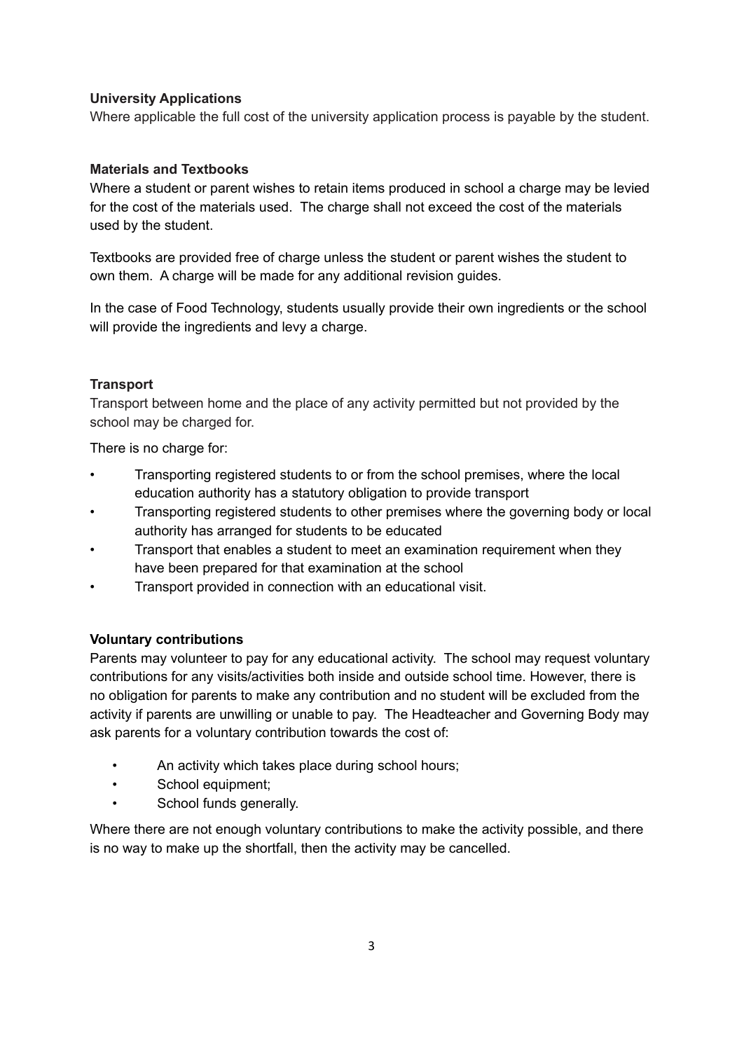**University Applications**

Where applicable the full cost of the university application process is payable by the student.

**Materials and Textbooks**

Where a student or parent wishes to retain items produced in school a charge may be levied for the cost of the materials used. The charge shall not exceed the cost of the materials used by the student.

Textbooks are provided free of charge unless the student or parent wishes the student to own them. A charge will be made for any additional revision guides.

In the case of Food Technology, students usually provide their own ingredients or the school will provide the ingredients and levy a charge.

**Transport**

Transport between home and the place of any activity permitted but not provided by the school may be charged for.

There is no charge for:

- Transporting registered students to or from the school premises, where the local education authority has a statutory obligation to provide transport
- Transporting registered students to other premises where the governing body or local authority has arranged for students to be educated
- Transport that enables a student to meet an examination requirement when they have been prepared for that examination at the school
- Transport provided in connection with an educational visit.

**Voluntary contributions**

Parents may volunteer to pay for any educational activity. The school may request voluntary contributions for any visits/activities both inside and outside school time. However, there is no obligation for parents to make any contribution and no student will be excluded from the activity if parents are unwilling or unable to pay. The Headteacher and Governing Body may ask parents for a voluntary contribution towards the cost of:

- An activity which takes place during school hours;
- School equipment;
- School funds generally.

Where there are not enough voluntary contributions to make the activity possible, and there is no way to make up the shortfall, then the activity may be cancelled.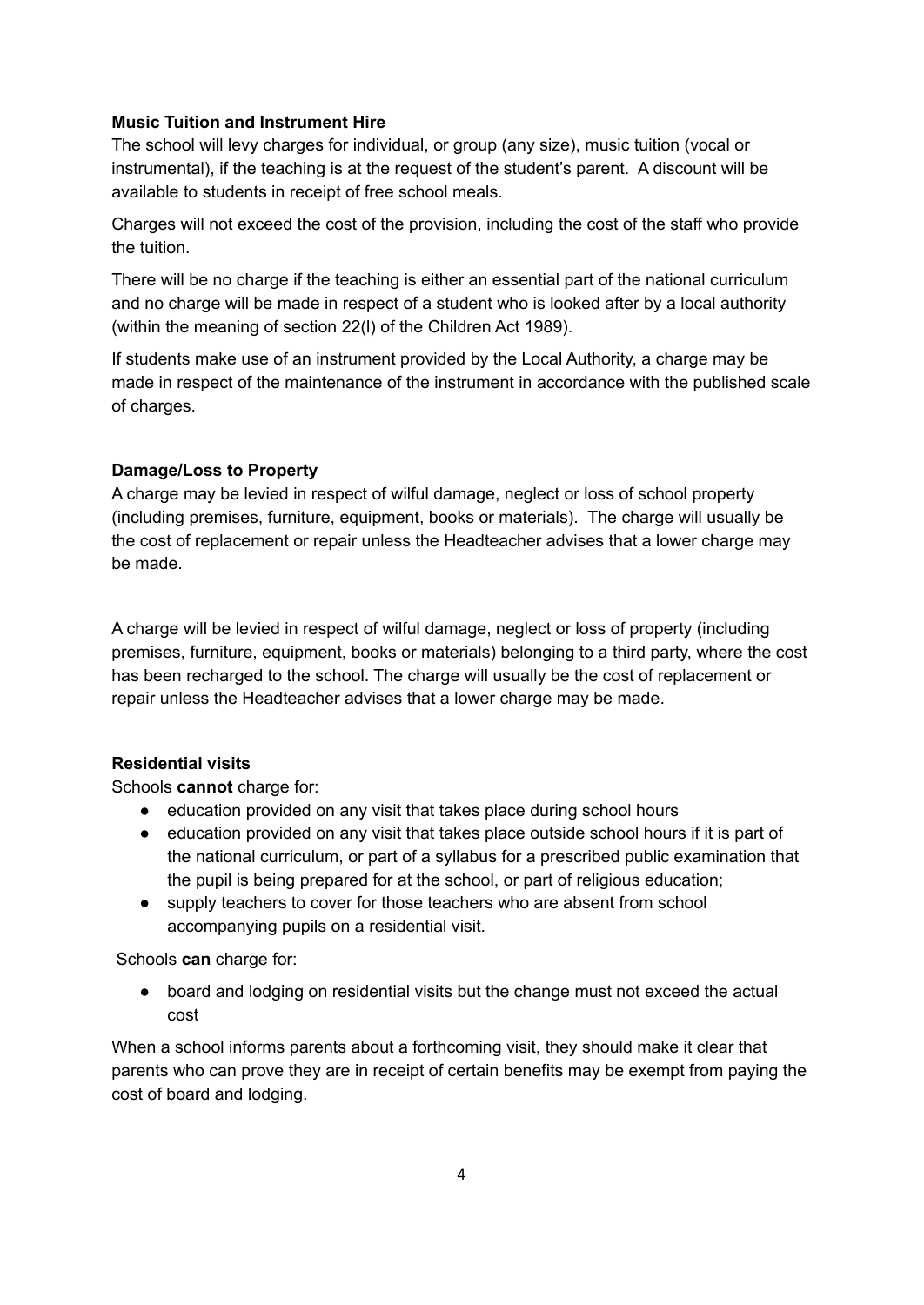**Music Tuition and Instrument Hire**

The school will levy charges for individual, or group (any size), music tuition (vocal or instrumental), if the teaching is at the request of the student's parent. A discount will be available to students in receipt of free school meals.

Charges will not exceed the cost of the provision, including the cost of the staff who provide the tuition.

There will be no charge if the teaching is either an essential part of the national curriculum and no charge will be made in respect of a student who is looked after by a local authority (within the meaning of section 22(l) of the Children Act 1989).

If students make use of an instrument provided by the Local Authority, a charge may be made in respect of the maintenance of the instrument in accordance with the published scale of charges.

**Damage/Loss to Property**

A charge may be levied in respect of wilful damage, neglect or loss of school property (including premises, furniture, equipment, books or materials). The charge will usually be the cost of replacement or repair unless the Headteacher advises that a lower charge may be made.

A charge will be levied in respect of wilful damage, neglect or loss of property (including premises, furniture, equipment, books or materials) belonging to a third party, where the cost has been recharged to the school. The charge will usually be the cost of replacement or repair unless the Headteacher advises that a lower charge may be made.

**Residential visits**

Schools **cannot** charge for:

- education provided on any visit that takes place during school hours
- education provided on any visit that takes place outside school hours if it is part of the national curriculum, or part of a syllabus for a prescribed public examination that the pupil is being prepared for at the school, or part of religious education;
- supply teachers to cover for those teachers who are absent from school accompanying pupils on a residential visit.

Schools **can** charge for:

- board and lodging on residential visits but the change must not exceed the actual cost

When a school informs parents about a forthcoming visit, they should make it clear that parents who can prove they are in receipt of certain benefits may be exempt from paying the cost of board and lodging.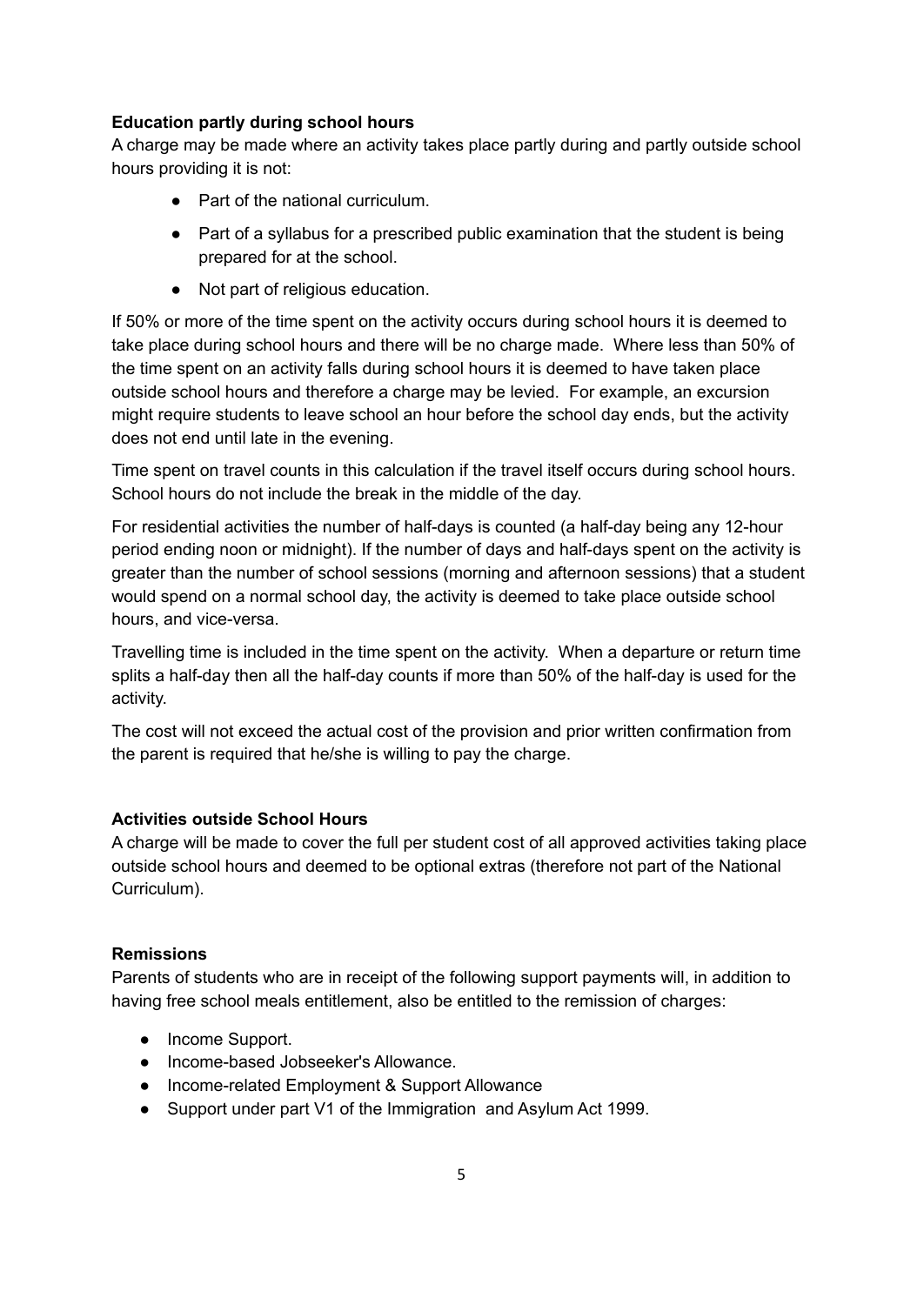**Education partly during school hours**

A charge may be made where an activity takes place partly during and partly outside school hours providing it is not:

- Part of the national curriculum.
- Part of a syllabus for a prescribed public examination that the student is being prepared for at the school.
- Not part of religious education.

If 50% or more of the time spent on the activity occurs during school hours it is deemed to take place during school hours and there will be no charge made. Where less than 50% of the time spent on an activity falls during school hours it is deemed to have taken place outside school hours and therefore a charge may be levied. For example, an excursion might require students to leave school an hour before the school day ends, but the activity does not end until late in the evening.

Time spent on travel counts in this calculation if the travel itself occurs during school hours. School hours do not include the break in the middle of the day.

For residential activities the number of half-days is counted (a half-day being any 12-hour period ending noon or midnight). If the number of days and half-days spent on the activity is greater than the number of school sessions (morning and afternoon sessions) that a student would spend on a normal school day, the activity is deemed to take place outside school hours, and vice-versa.

Travelling time is included in the time spent on the activity. When a departure or return time splits a half-day then all the half-day counts if more than 50% of the half-day is used for the activity.

The cost will not exceed the actual cost of the provision and prior written confirmation from the parent is required that he/she is willing to pay the charge.

**Activities outside School Hours**

A charge will be made to cover the full per student cost of all approved activities taking place outside school hours and deemed to be optional extras (therefore not part of the National Curriculum).

**Remissions**

Parents of students who are in receipt of the following support payments will, in addition to having free school meals entitlement, also be entitled to the remission of charges:

- Income Support.
- Income-based Jobseeker's Allowance.
- Income-related Employment & Support Allowance
- Support under part V1 of the Immigration and Asylum Act 1999.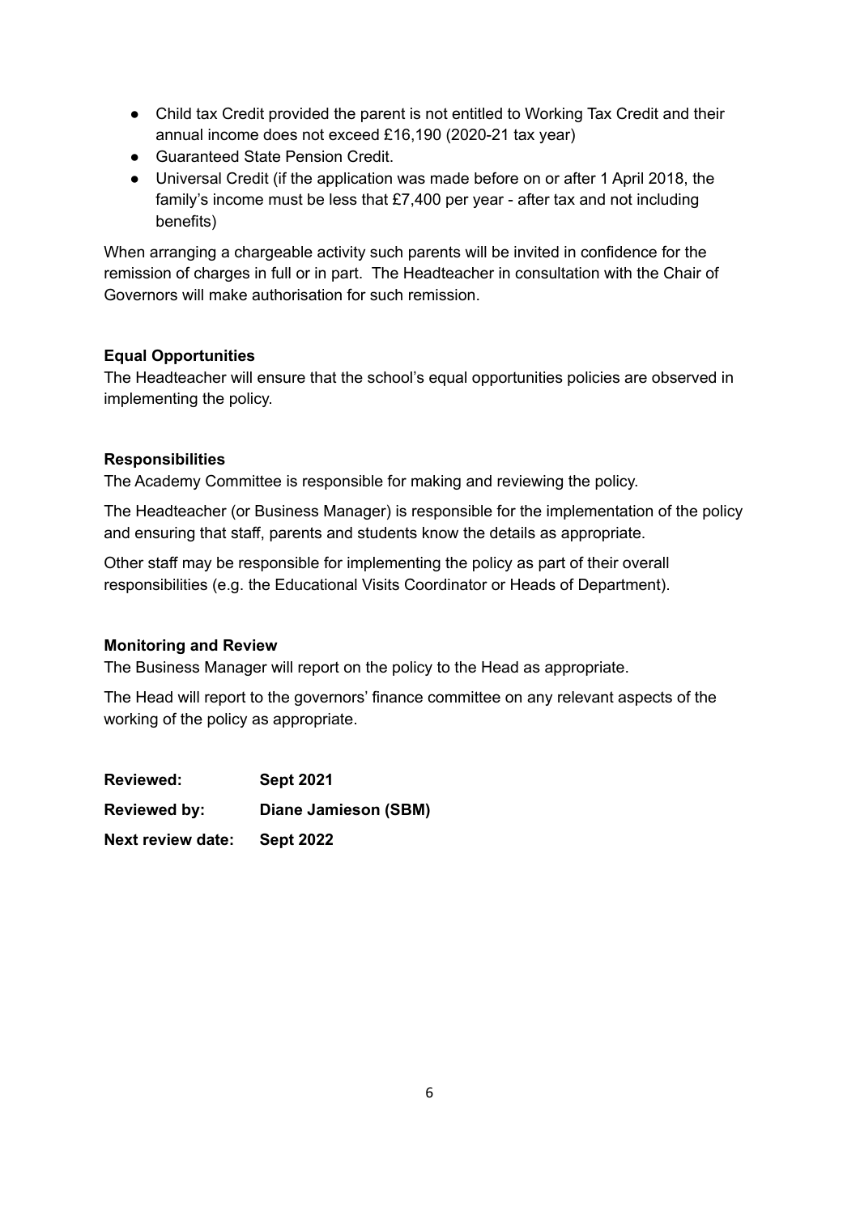- Child tax Credit provided the parent is not entitled to Working Tax Credit and their annual income does not exceed £16,190 (2020-21 tax year)
- Guaranteed State Pension Credit.
- Universal Credit (if the application was made before on or after 1 April 2018, the family's income must be less that £7,400 per year - after tax and not including benefits)

When arranging a chargeable activity such parents will be invited in confidence for the remission of charges in full or in part. The Headteacher in consultation with the Chair of Governors will make authorisation for such remission.

**Equal Opportunities**

The Headteacher will ensure that the school's equal opportunities policies are observed in implementing the policy.

**Responsibilities**

The Academy Committee is responsible for making and reviewing the policy.

The Headteacher (or Business Manager) is responsible for the implementation of the policy and ensuring that staff, parents and students know the details as appropriate.

Other staff may be responsible for implementing the policy as part of their overall responsibilities (e.g. the Educational Visits Coordinator or Heads of Department).

**Monitoring and Review**

The Business Manager will report on the policy to the Head as appropriate.

The Head will report to the governors' finance committee on any relevant aspects of the working of the policy as appropriate.

| | |
|---|---|
| **Reviewed:** | **Sept 2021** |
| **Reviewed by:** | **Diane Jamieson (SBM)** |
| **Next review date:** | **Sept 2022** |